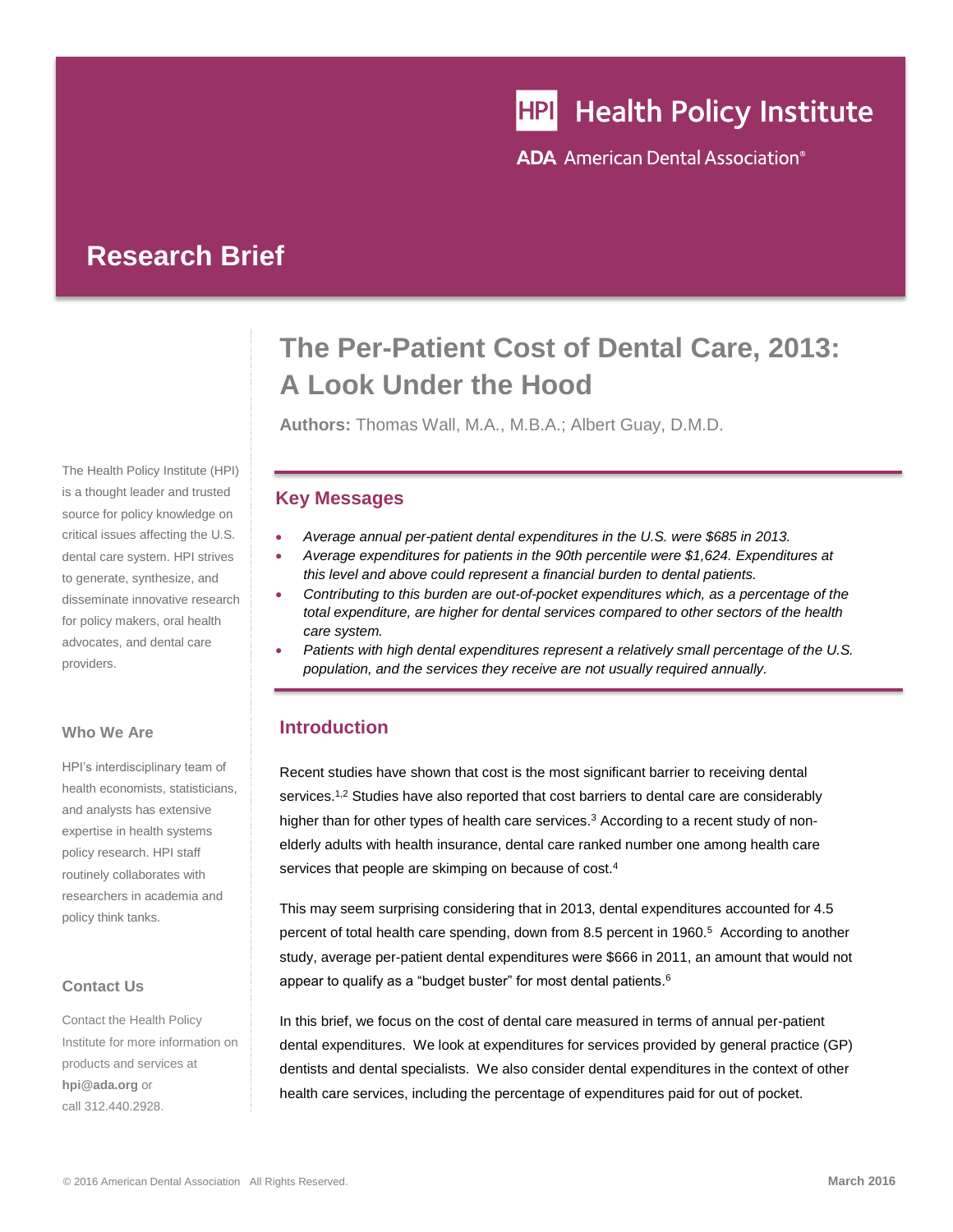Health Policy Institute

ADA American Dental Association®

## Research Brief

# The Per-Patient Cost of Dental Care, 2013: A Look Under the Hood

**Authors:** Thomas Wall, M.A., M.B.A.; Albert Guay, D.M.D.

The Health Policy Institute (HPI) is a thought leader and trusted source for policy knowledge on critical issues affecting the U.S. dental care system. HPI strives to generate, synthesize, and disseminate innovative research for policy makers, oral health advocates, and dental care providers.

### Who We Are

HPI's interdisciplinary team of health economists, statisticians, and analysts has extensive expertise in health systems policy research. HPI staff routinely collaborates with researchers in academia and policy think tanks.

### Contact Us

Contact the Health Policy Institute for more information on products and services at **hpi@ada.org** or call 312.440.2928.

## Key Messages

- *Average annual per-patient dental expenditures in the U.S. were $685 in 2013.*
- *Average expenditures for patients in the 90th percentile were $1,624. Expenditures at this level and above could represent a financial burden to dental patients.*
- *Contributing to this burden are out-of-pocket expenditures which, as a percentage of the total expenditure, are higher for dental services compared to other sectors of the health care system.*
- *Patients with high dental expenditures represent a relatively small percentage of the U.S. population, and the services they receive are not usually required annually.*

## Introduction

Recent studies have shown that cost is the most significant barrier to receiving dental services.[1,2] Studies have also reported that cost barriers to dental care are considerably higher than for other types of health care services.[3] According to a recent study of non-elderly adults with health insurance, dental care ranked number one among health care services that people are skimping on because of cost.[4]

This may seem surprising considering that in 2013, dental expenditures accounted for 4.5 percent of total health care spending, down from 8.5 percent in 1960.[5] According to another study, average per-patient dental expenditures were $666 in 2011, an amount that would not appear to qualify as a "budget buster" for most dental patients.[6]

In this brief, we focus on the cost of dental care measured in terms of annual per-patient dental expenditures. We look at expenditures for services provided by general practice (GP) dentists and dental specialists. We also consider dental expenditures in the context of other health care services, including the percentage of expenditures paid for out of pocket.

© 2016 American Dental Association All Rights Reserved.

March 2016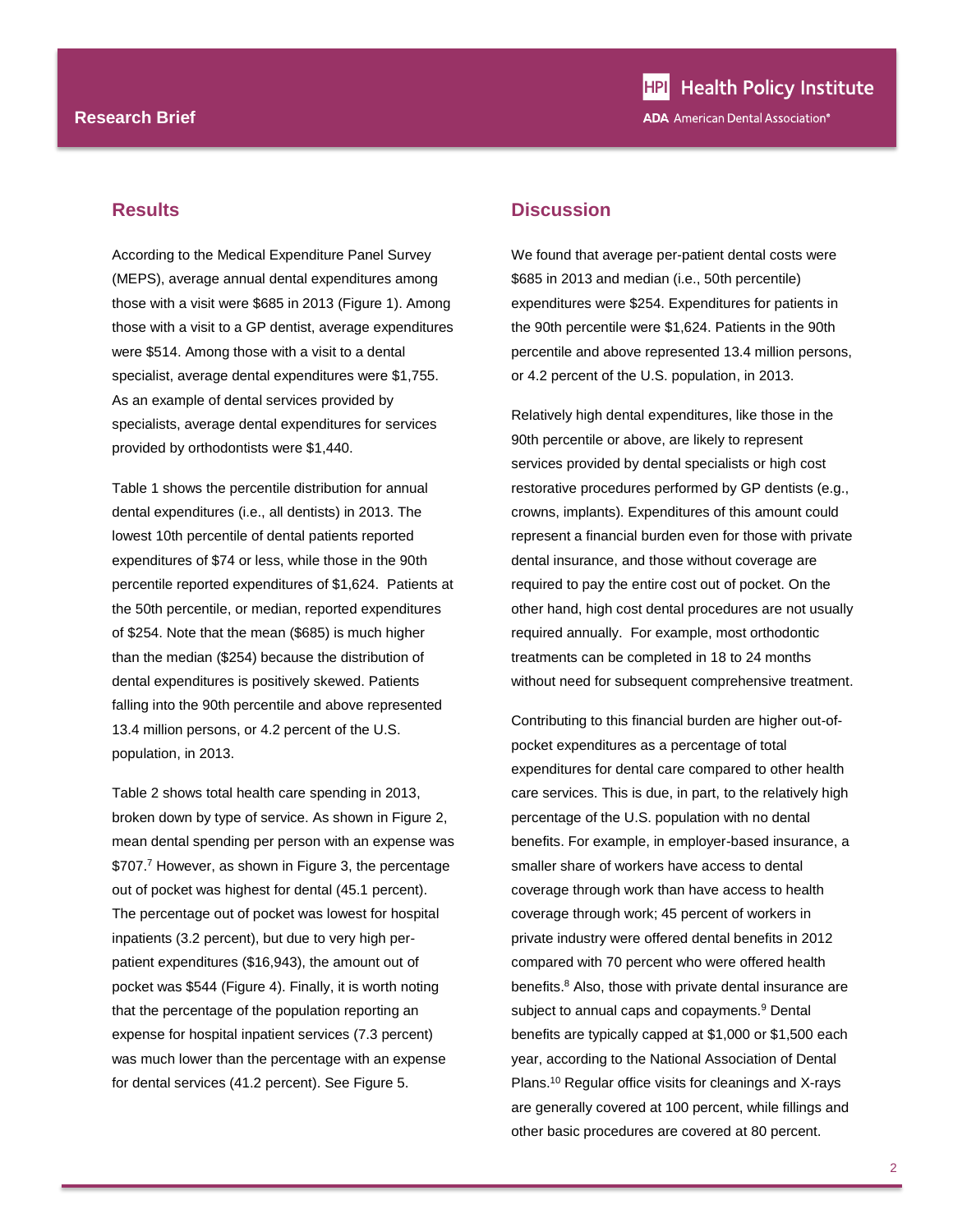## Results

According to the Medical Expenditure Panel Survey (MEPS), average annual dental expenditures among those with a visit were $685 in 2013 (Figure 1). Among those with a visit to a GP dentist, average expenditures were $514. Among those with a visit to a dental specialist, average dental expenditures were $1,755. As an example of dental services provided by specialists, average dental expenditures for services provided by orthodontists were $1,440.

Table 1 shows the percentile distribution for annual dental expenditures (i.e., all dentists) in 2013. The lowest 10th percentile of dental patients reported expenditures of $74 or less, while those in the 90th percentile reported expenditures of $1,624. Patients at the 50th percentile, or median, reported expenditures of $254. Note that the mean ($685) is much higher than the median ($254) because the distribution of dental expenditures is positively skewed. Patients falling into the 90th percentile and above represented 13.4 million persons, or 4.2 percent of the U.S. population, in 2013.

Table 2 shows total health care spending in 2013, broken down by type of service. As shown in Figure 2, mean dental spending per person with an expense was $707.[7] However, as shown in Figure 3, the percentage out of pocket was highest for dental (45.1 percent). The percentage out of pocket was lowest for hospital inpatients (3.2 percent), but due to very high per-patient expenditures ($16,943), the amount out of pocket was $544 (Figure 4). Finally, it is worth noting that the percentage of the population reporting an expense for hospital inpatient services (7.3 percent) was much lower than the percentage with an expense for dental services (41.2 percent). See Figure 5.

## Discussion

We found that average per-patient dental costs were $685 in 2013 and median (i.e., 50th percentile) expenditures were $254. Expenditures for patients in the 90th percentile were $1,624. Patients in the 90th percentile and above represented 13.4 million persons, or 4.2 percent of the U.S. population, in 2013.

Relatively high dental expenditures, like those in the 90th percentile or above, are likely to represent services provided by dental specialists or high cost restorative procedures performed by GP dentists (e.g., crowns, implants). Expenditures of this amount could represent a financial burden even for those with private dental insurance, and those without coverage are required to pay the entire cost out of pocket. On the other hand, high cost dental procedures are not usually required annually. For example, most orthodontic treatments can be completed in 18 to 24 months without need for subsequent comprehensive treatment.

Contributing to this financial burden are higher out-of-pocket expenditures as a percentage of total expenditures for dental care compared to other health care services. This is due, in part, to the relatively high percentage of the U.S. population with no dental benefits. For example, in employer-based insurance, a smaller share of workers have access to dental coverage through work than have access to health coverage through work; 45 percent of workers in private industry were offered dental benefits in 2012 compared with 70 percent who were offered health benefits.[8] Also, those with private dental insurance are subject to annual caps and copayments.[9] Dental benefits are typically capped at $1,000 or $1,500 each year, according to the National Association of Dental Plans.[10] Regular office visits for cleanings and X-rays are generally covered at 100 percent, while fillings and other basic procedures are covered at 80 percent.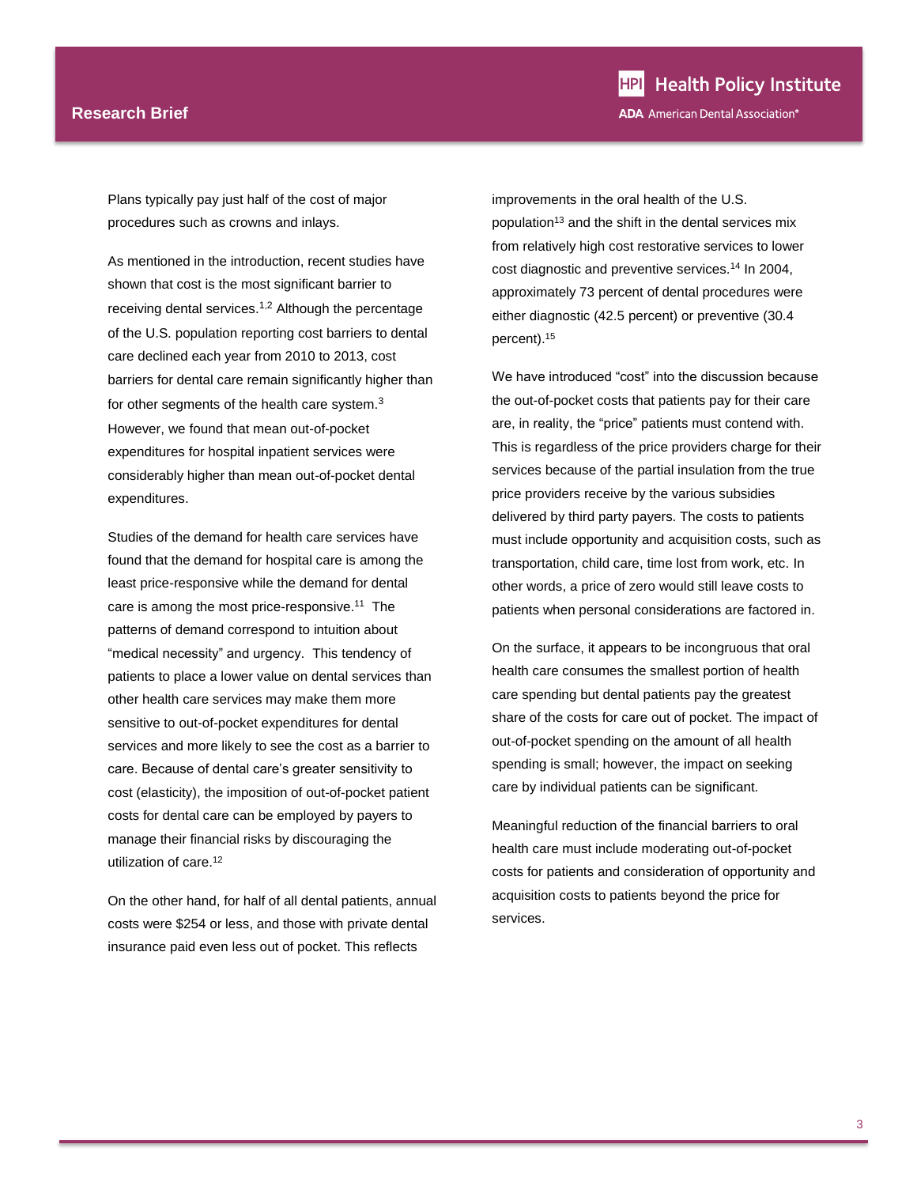Plans typically pay just half of the cost of major procedures such as crowns and inlays.

As mentioned in the introduction, recent studies have shown that cost is the most significant barrier to receiving dental services.[1,2] Although the percentage of the U.S. population reporting cost barriers to dental care declined each year from 2010 to 2013, cost barriers for dental care remain significantly higher than for other segments of the health care system.[3] However, we found that mean out-of-pocket expenditures for hospital inpatient services were considerably higher than mean out-of-pocket dental expenditures.

Studies of the demand for health care services have found that the demand for hospital care is among the least price-responsive while the demand for dental care is among the most price-responsive.[11] The patterns of demand correspond to intuition about "medical necessity" and urgency. This tendency of patients to place a lower value on dental services than other health care services may make them more sensitive to out-of-pocket expenditures for dental services and more likely to see the cost as a barrier to care. Because of dental care's greater sensitivity to cost (elasticity), the imposition of out-of-pocket patient costs for dental care can be employed by payers to manage their financial risks by discouraging the utilization of care.[12]

On the other hand, for half of all dental patients, annual costs were $254 or less, and those with private dental insurance paid even less out of pocket. This reflects improvements in the oral health of the U.S. population[13] and the shift in the dental services mix from relatively high cost restorative services to lower cost diagnostic and preventive services.[14] In 2004, approximately 73 percent of dental procedures were either diagnostic (42.5 percent) or preventive (30.4 percent).[15]

We have introduced "cost" into the discussion because the out-of-pocket costs that patients pay for their care are, in reality, the "price" patients must contend with. This is regardless of the price providers charge for their services because of the partial insulation from the true price providers receive by the various subsidies delivered by third party payers. The costs to patients must include opportunity and acquisition costs, such as transportation, child care, time lost from work, etc. In other words, a price of zero would still leave costs to patients when personal considerations are factored in.

On the surface, it appears to be incongruous that oral health care consumes the smallest portion of health care spending but dental patients pay the greatest share of the costs for care out of pocket. The impact of out-of-pocket spending on the amount of all health spending is small; however, the impact on seeking care by individual patients can be significant.

Meaningful reduction of the financial barriers to oral health care must include moderating out-of-pocket costs for patients and consideration of opportunity and acquisition costs to patients beyond the price for services.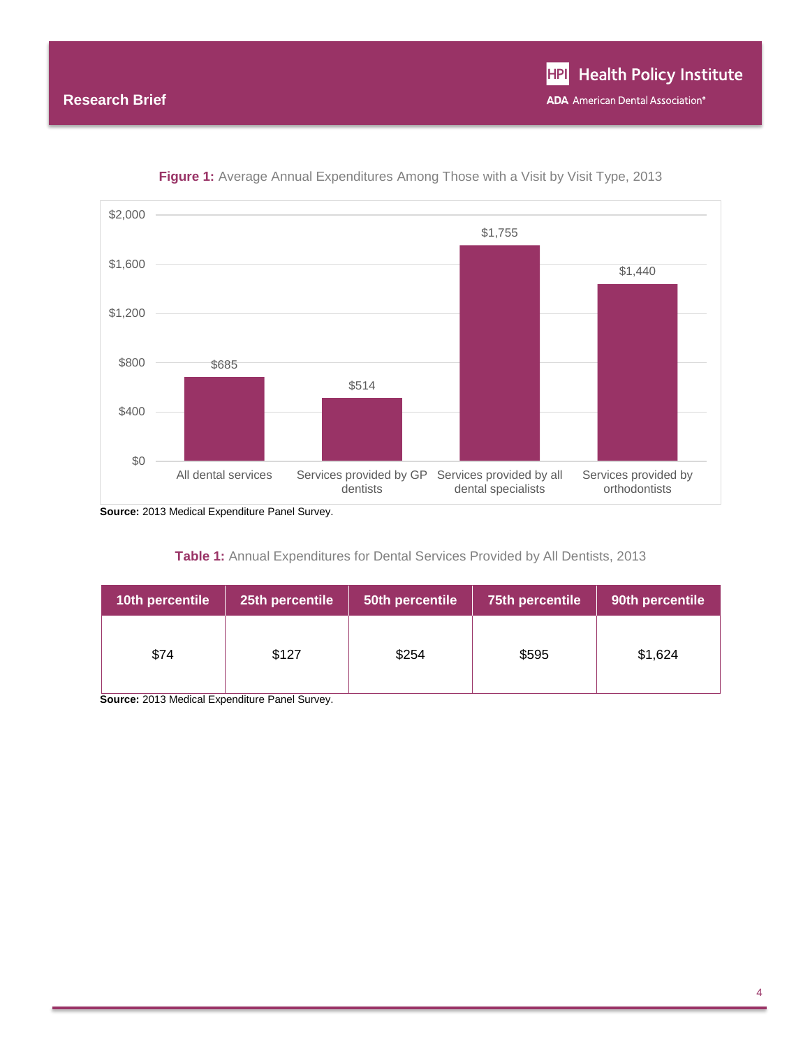**Figure 1:** Average Annual Expenditures Among Those with a Visit by Visit Type, 2013

| Visit Type | Average Annual Expenditure |
| --- | --- |
| All dental services | $685 |
| Services provided by GP dentists | $514 |
| Services provided by all dental specialists | $1,755 |
| Services provided by orthodontists | $1,440 |

**Source:** 2013 Medical Expenditure Panel Survey.

**Table 1:** Annual Expenditures for Dental Services Provided by All Dentists, 2013

| 10th percentile | 25th percentile | 50th percentile | 75th percentile | 90th percentile |
| --- | --- | --- | --- | --- |
| $74 | $127 | $254 | $595 | $1,624 |

**Source:** 2013 Medical Expenditure Panel Survey.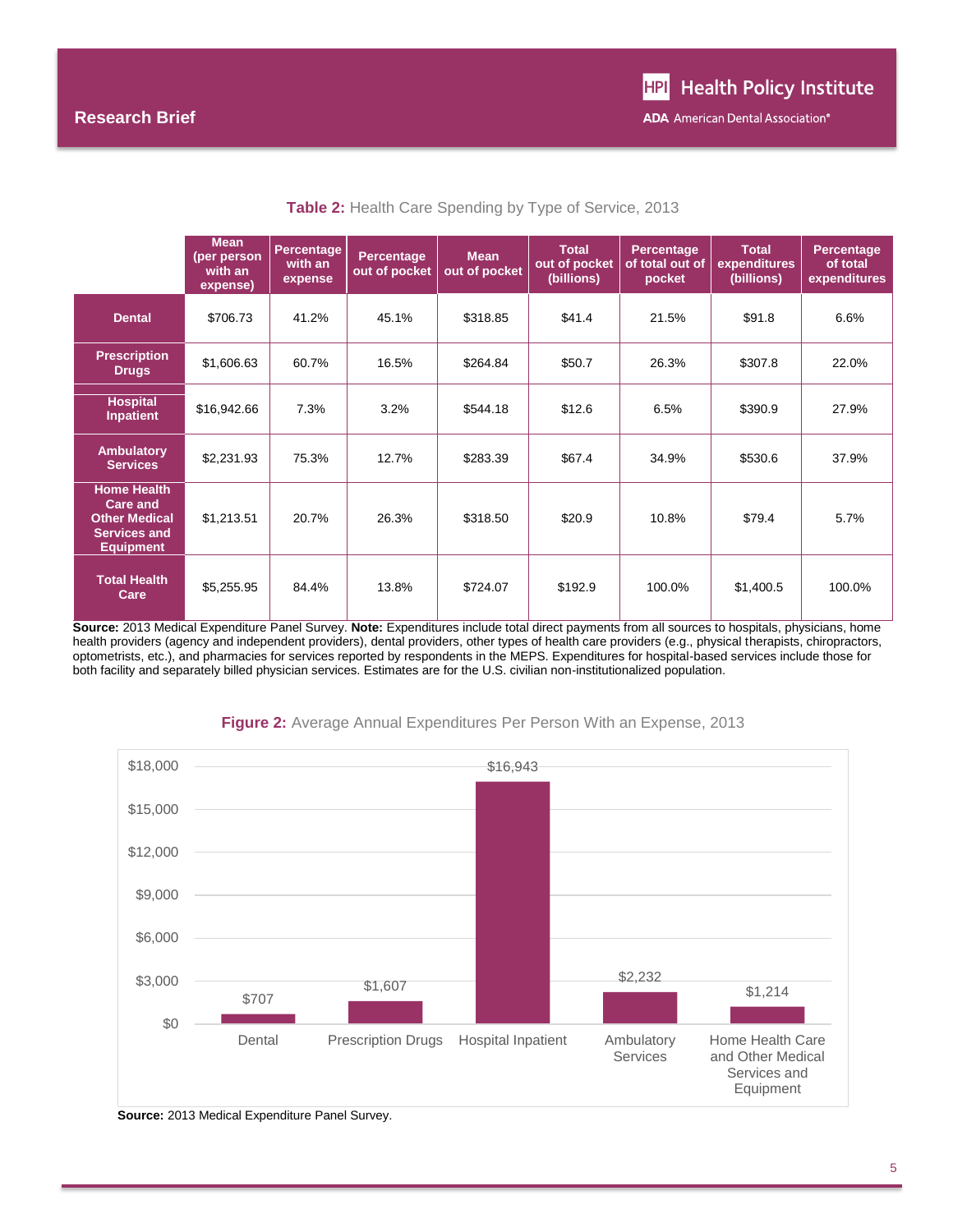**Table 2:** Health Care Spending by Type of Service, 2013

| | Mean (per person with an expense) | Percentage with an expense | Percentage out of pocket | Mean out of pocket | Total out of pocket (billions) | Percentage of total out of pocket | Total expenditures (billions) | Percentage of total expenditures |
|---|---|---|---|---|---|---|---|---|
| **Dental** | $706.73 | 41.2% | 45.1% | $318.85 | $41.4 | 21.5% | $91.8 | 6.6% |
| **Prescription Drugs** | $1,606.63 | 60.7% | 16.5% | $264.84 | $50.7 | 26.3% | $307.8 | 22.0% |
| **Hospital Inpatient** | $16,942.66 | 7.3% | 3.2% | $544.18 | $12.6 | 6.5% | $390.9 | 27.9% |
| **Ambulatory Services** | $2,231.93 | 75.3% | 12.7% | $283.39 | $67.4 | 34.9% | $530.6 | 37.9% |
| **Home Health Care and Other Medical Services and Equipment** | $1,213.51 | 20.7% | 26.3% | $318.50 | $20.9 | 10.8% | $79.4 | 5.7% |
| **Total Health Care** | $5,255.95 | 84.4% | 13.8% | $724.07 | $192.9 | 100.0% | $1,400.5 | 100.0% |

**Source:** 2013 Medical Expenditure Panel Survey. **Note:** Expenditures include total direct payments from all sources to hospitals, physicians, home health providers (agency and independent providers), dental providers, other types of health care providers (e.g., physical therapists, chiropractors, optometrists, etc.), and pharmacies for services reported by respondents in the MEPS. Expenditures for hospital-based services include those for both facility and separately billed physician services. Estimates are for the U.S. civilian non-institutionalized population.

**Figure 2:** Average Annual Expenditures Per Person With an Expense, 2013

| | Dental | Prescription Drugs | Hospital Inpatient | Ambulatory Services | Home Health Care and Other Medical Services and Equipment |
|---|---|---|---|---|---|
| Average annual expenditure | $707 | $1,607 | $16,943 | $2,232 | $1,214 |

**Source:** 2013 Medical Expenditure Panel Survey.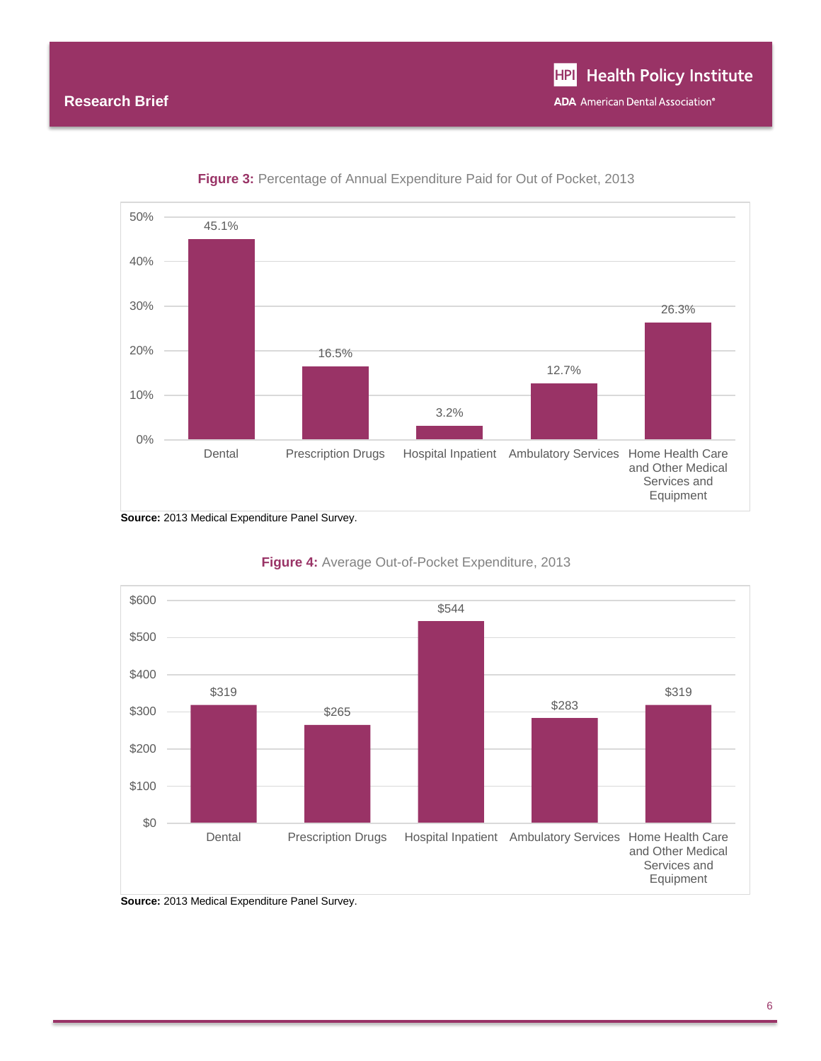**Figure 3:** Percentage of Annual Expenditure Paid for Out of Pocket, 2013

| Category | Percentage |
|---|---|
| Dental | 45.1% |
| Prescription Drugs | 16.5% |
| Hospital Inpatient | 3.2% |
| Ambulatory Services | 12.7% |
| Home Health Care and Other Medical Services and Equipment | 26.3% |

**Source:** 2013 Medical Expenditure Panel Survey.

**Figure 4:** Average Out-of-Pocket Expenditure, 2013

| Category | Expenditure |
|---|---|
| Dental | $319 |
| Prescription Drugs | $265 |
| Hospital Inpatient | $544 |
| Ambulatory Services | $283 |
| Home Health Care and Other Medical Services and Equipment | $319 |

**Source:** 2013 Medical Expenditure Panel Survey.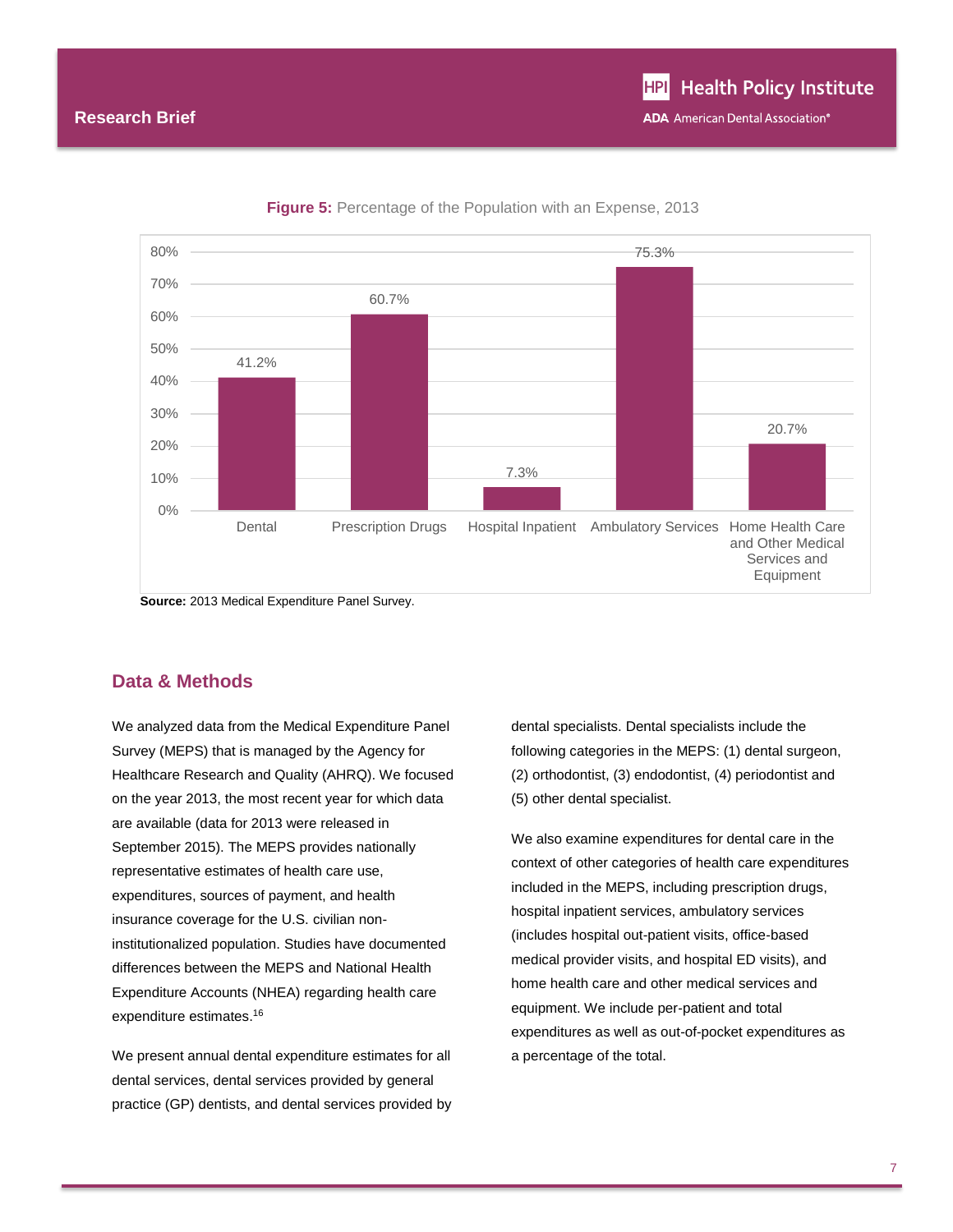**Figure 5:** Percentage of the Population with an Expense, 2013

| Category | Percentage |
|---|---|
| Dental | 41.2% |
| Prescription Drugs | 60.7% |
| Hospital Inpatient | 7.3% |
| Ambulatory Services | 75.3% |
| Home Health Care and Other Medical Services and Equipment | 20.7% |

**Source:** 2013 Medical Expenditure Panel Survey.

## Data & Methods

We analyzed data from the Medical Expenditure Panel Survey (MEPS) that is managed by the Agency for Healthcare Research and Quality (AHRQ). We focused on the year 2013, the most recent year for which data are available (data for 2013 were released in September 2015). The MEPS provides nationally representative estimates of health care use, expenditures, sources of payment, and health insurance coverage for the U.S. civilian non-institutionalized population. Studies have documented differences between the MEPS and National Health Expenditure Accounts (NHEA) regarding health care expenditure estimates.[16]

We present annual dental expenditure estimates for all dental services, dental services provided by general practice (GP) dentists, and dental services provided by dental specialists. Dental specialists include the following categories in the MEPS: (1) dental surgeon, (2) orthodontist, (3) endodontist, (4) periodontist and (5) other dental specialist.

We also examine expenditures for dental care in the context of other categories of health care expenditures included in the MEPS, including prescription drugs, hospital inpatient services, ambulatory services (includes hospital out-patient visits, office-based medical provider visits, and hospital ED visits), and home health care and other medical services and equipment. We include per-patient and total expenditures as well as out-of-pocket expenditures as a percentage of the total.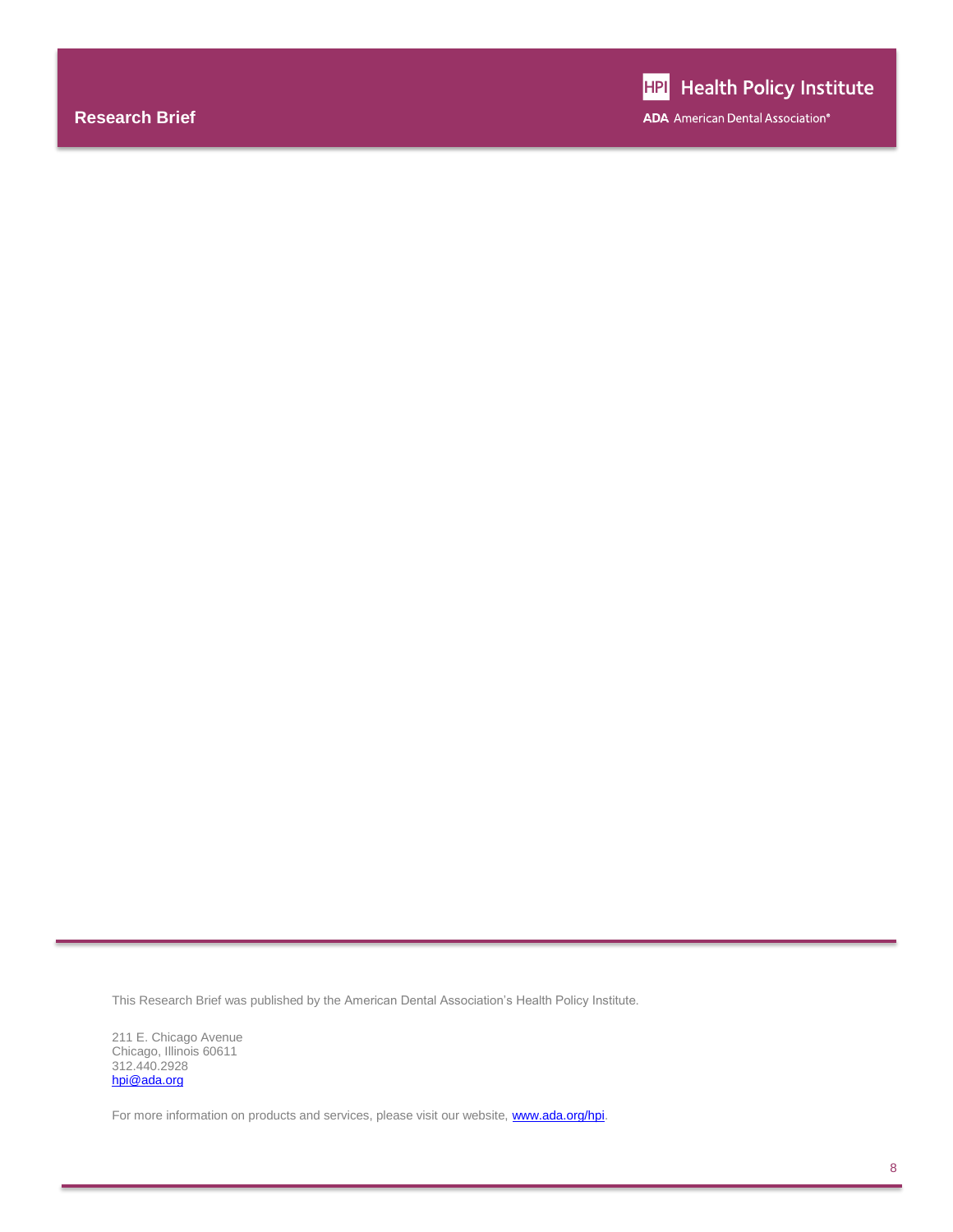This Research Brief was published by the American Dental Association's Health Policy Institute.

211 E. Chicago Avenue
Chicago, Illinois 60611
312.440.2928
hpi@ada.org

For more information on products and services, please visit our website, www.ada.org/hpi.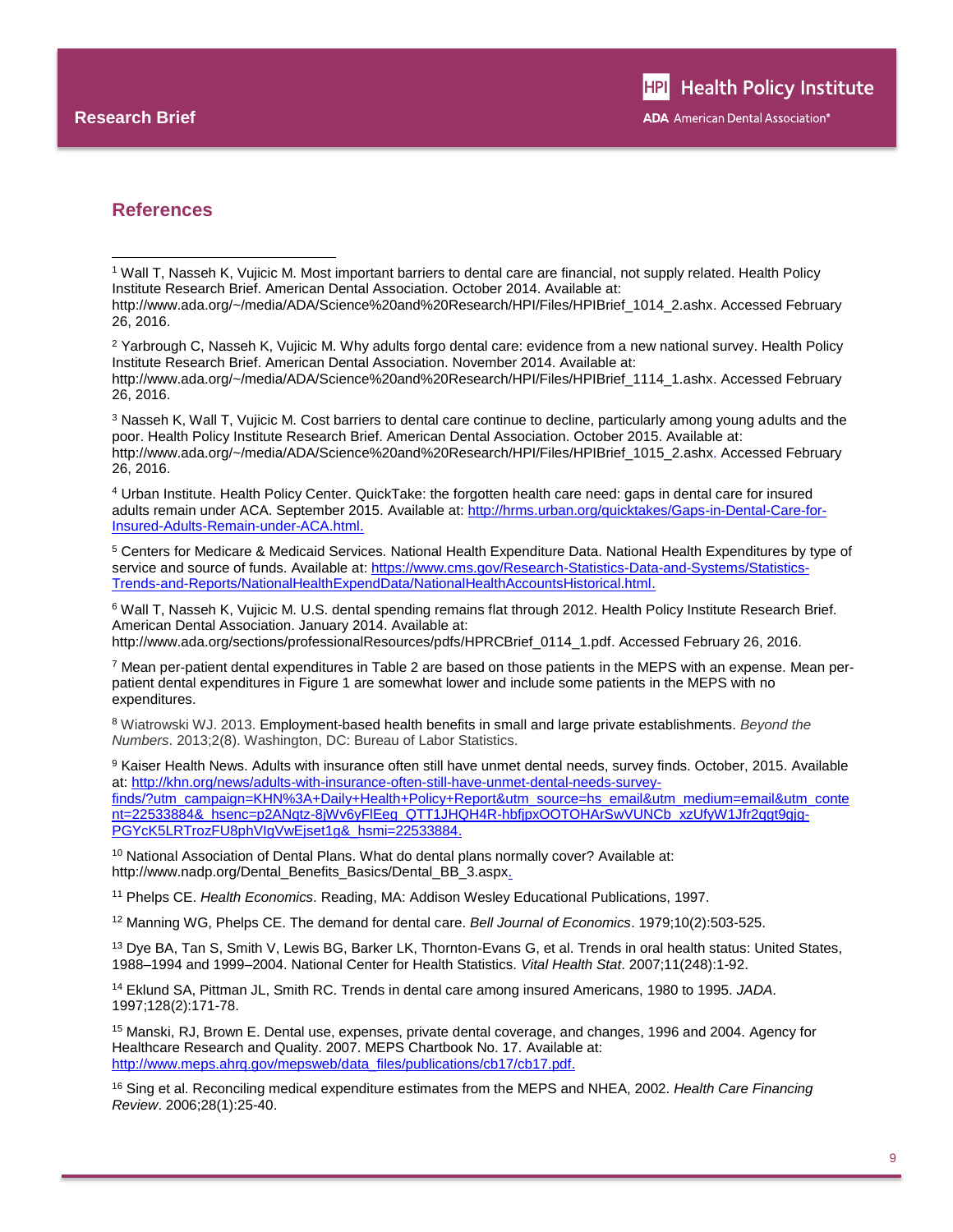## References

[1] Wall T, Nasseh K, Vujicic M. Most important barriers to dental care are financial, not supply related. Health Policy Institute Research Brief. American Dental Association. October 2014. Available at: http://www.ada.org/~/media/ADA/Science%20and%20Research/HPI/Files/HPIBrief_1014_2.ashx. Accessed February 26, 2016.

[2] Yarbrough C, Nasseh K, Vujicic M. Why adults forgo dental care: evidence from a new national survey. Health Policy Institute Research Brief. American Dental Association. November 2014. Available at: http://www.ada.org/~/media/ADA/Science%20and%20Research/HPI/Files/HPIBrief_1114_1.ashx. Accessed February 26, 2016.

[3] Nasseh K, Wall T, Vujicic M. Cost barriers to dental care continue to decline, particularly among young adults and the poor. Health Policy Institute Research Brief. American Dental Association. October 2015. Available at: http://www.ada.org/~/media/ADA/Science%20and%20Research/HPI/Files/HPIBrief_1015_2.ashx. Accessed February 26, 2016.

[4] Urban Institute. Health Policy Center. QuickTake: the forgotten health care need: gaps in dental care for insured adults remain under ACA. September 2015. Available at: http://hrms.urban.org/quicktakes/Gaps-in-Dental-Care-for-Insured-Adults-Remain-under-ACA.html.

[5] Centers for Medicare & Medicaid Services. National Health Expenditure Data. National Health Expenditures by type of service and source of funds. Available at: https://www.cms.gov/Research-Statistics-Data-and-Systems/Statistics-Trends-and-Reports/NationalHealthExpendData/NationalHealthAccountsHistorical.html.

[6] Wall T, Nasseh K, Vujicic M. U.S. dental spending remains flat through 2012. Health Policy Institute Research Brief. American Dental Association. January 2014. Available at: http://www.ada.org/sections/professionalResources/pdfs/HPRCBrief_0114_1.pdf. Accessed February 26, 2016.

[7] Mean per-patient dental expenditures in Table 2 are based on those patients in the MEPS with an expense. Mean per-patient dental expenditures in Figure 1 are somewhat lower and include some patients in the MEPS with no expenditures.

[8] Wiatrowski WJ. 2013. Employment-based health benefits in small and large private establishments. *Beyond the Numbers*. 2013;2(8). Washington, DC: Bureau of Labor Statistics.

[9] Kaiser Health News. Adults with insurance often still have unmet dental needs, survey finds. October, 2015. Available at: http://khn.org/news/adults-with-insurance-often-still-have-unmet-dental-needs-survey-finds/?utm_campaign=KHN%3A+Daily+Health+Policy+Report&utm_source=hs_email&utm_medium=email&utm_content=22533884&_hsenc=p2ANqtz-8jWv6yFlEeg_QTT1JHQH4R-hbfjpxOOTOHArSwVUNCb_xzUfyW1Jfr2qgt9gjg-PGYcK5LRTrozFU8phVIgVwEjset1g&_hsmi=22533884.

[10] National Association of Dental Plans. What do dental plans normally cover? Available at: http://www.nadp.org/Dental_Benefits_Basics/Dental_BB_3.aspx.

[11] Phelps CE. *Health Economics*. Reading, MA: Addison Wesley Educational Publications, 1997.

[12] Manning WG, Phelps CE. The demand for dental care. *Bell Journal of Economics*. 1979;10(2):503-525.

[13] Dye BA, Tan S, Smith V, Lewis BG, Barker LK, Thornton-Evans G, et al. Trends in oral health status: United States, 1988–1994 and 1999–2004. National Center for Health Statistics. *Vital Health Stat*. 2007;11(248):1-92.

[14] Eklund SA, Pittman JL, Smith RC. Trends in dental care among insured Americans, 1980 to 1995. *JADA*. 1997;128(2):171-78.

[15] Manski, RJ, Brown E. Dental use, expenses, private dental coverage, and changes, 1996 and 2004. Agency for Healthcare Research and Quality. 2007. MEPS Chartbook No. 17. Available at: http://www.meps.ahrq.gov/mepsweb/data_files/publications/cb17/cb17.pdf.

[16] Sing et al. Reconciling medical expenditure estimates from the MEPS and NHEA, 2002. *Health Care Financing Review*. 2006;28(1):25-40.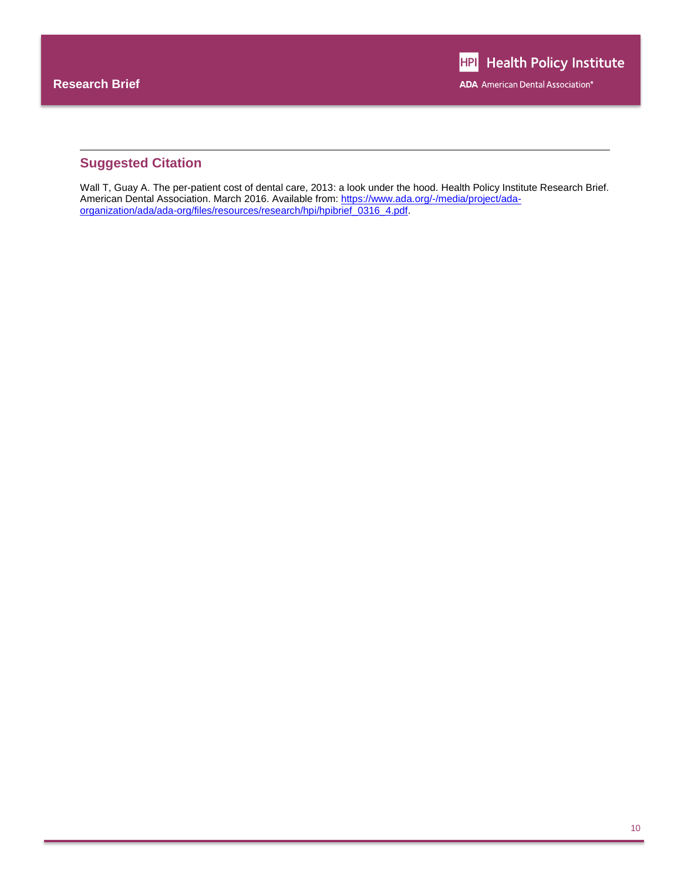## Suggested Citation

Wall T, Guay A. The per-patient cost of dental care, 2013: a look under the hood. Health Policy Institute Research Brief. American Dental Association. March 2016. Available from: https://www.ada.org/-/media/project/ada-organization/ada/ada-org/files/resources/research/hpi/hpibrief_0316_4.pdf.